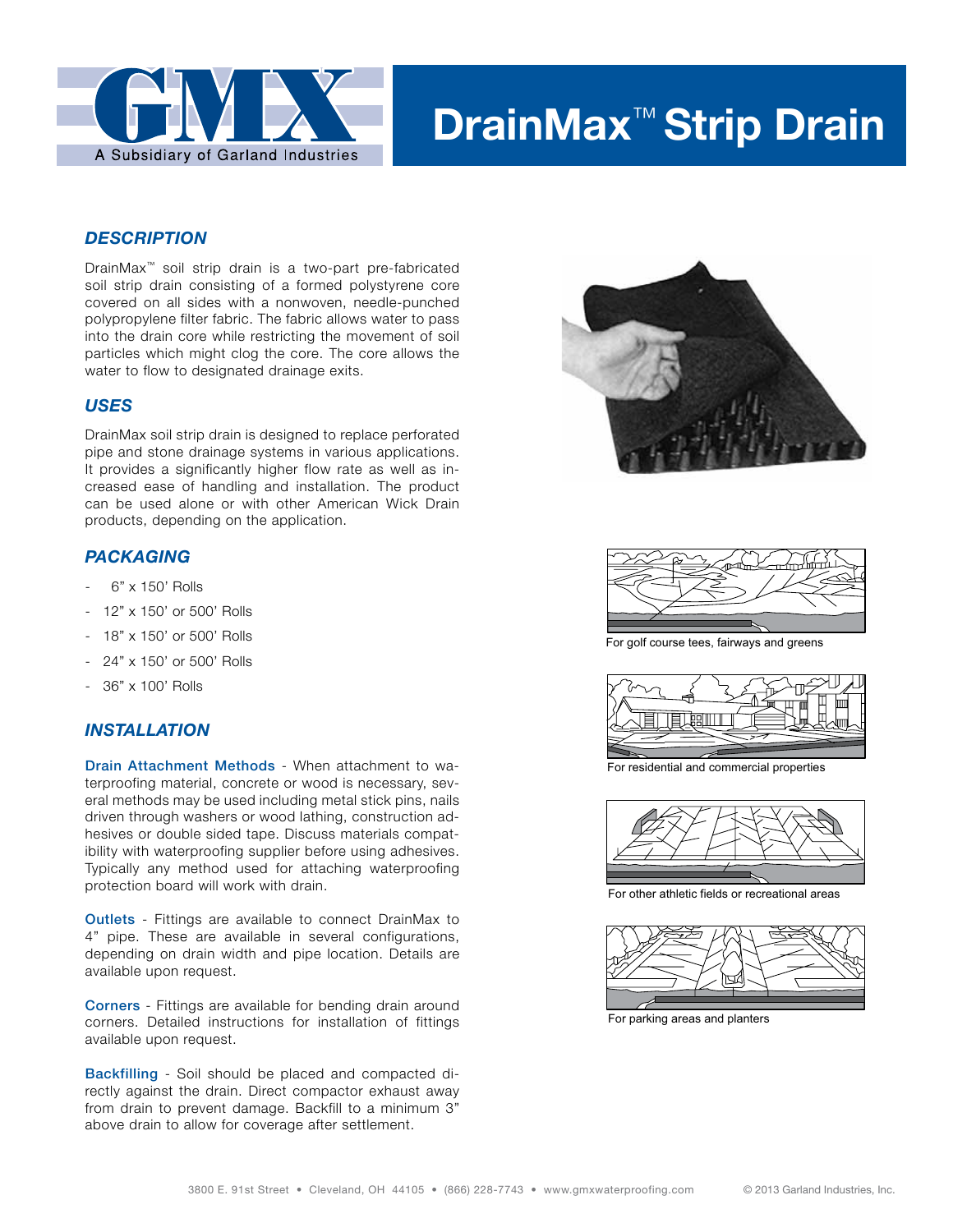GMX

A Subsidiary of Garland Industries

# DrainMax™ Strip Drain

## DESCRIPTION

DrainMax™ soil strip drain is a two-part pre-fabricated soil strip drain consisting of a formed polystyrene core covered on all sides with a nonwoven, needle-punched polypropylene filter fabric. The fabric allows water to pass into the drain core while restricting the movement of soil particles which might clog the core. The core allows the water to flow to designated drainage exits.

## USES

DrainMax soil strip drain is designed to replace perforated pipe and stone drainage systems in various applications. It provides a significantly higher flow rate as well as increased ease of handling and installation. The product can be used alone or with other American Wick Drain products, depending on the application.

## PACKAGING

- 6" x 150' Rolls
- 12" x 150' or 500' Rolls
- 18" x 150' or 500' Rolls
- 24" x 150' or 500' Rolls
- 36" x 100' Rolls

## INSTALLATION

**Drain Attachment Methods** - When attachment to waterproofing material, concrete or wood is necessary, several methods may be used including metal stick pins, nails driven through washers or wood lathing, construction adhesives or double sided tape. Discuss materials compatibility with waterproofing supplier before using adhesives. Typically any method used for attaching waterproofing protection board will work with drain.

**Outlets** - Fittings are available to connect DrainMax to 4" pipe. These are available in several configurations, depending on drain width and pipe location. Details are available upon request.

**Corners** - Fittings are available for bending drain around corners. Detailed instructions for installation of fittings available upon request.

**Backfilling** - Soil should be placed and compacted directly against the drain. Direct compactor exhaust away from drain to prevent damage. Backfill to a minimum 3" above drain to allow for coverage after settlement.

For golf course tees, fairways and greens

For residential and commercial properties

For other athletic fields or recreational areas

For parking areas and planters

3800 E. 91st Street • Cleveland, OH 44105 • (866) 228-7743 • www.gmxwaterproofing.com © 2013 Garland Industries, Inc.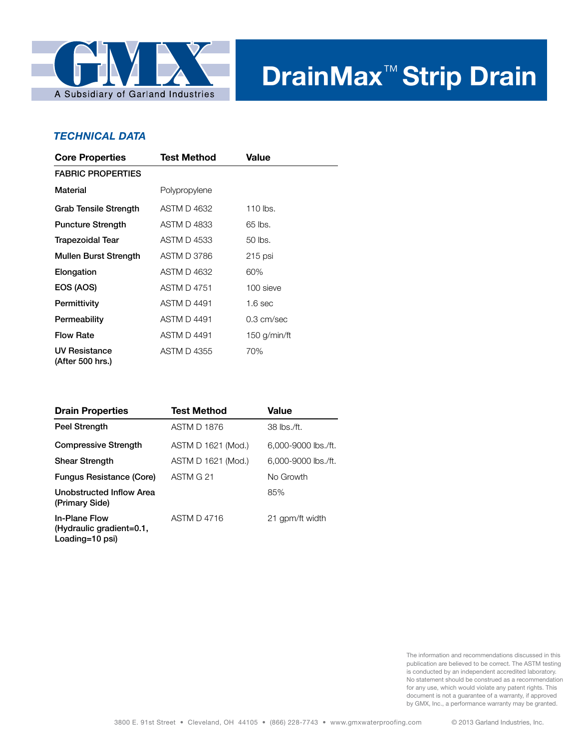GMX

A Subsidiary of Garland Industries

# DrainMax™ Strip Drain

## *TECHNICAL DATA*

| Core Properties | Test Method | Value |
|---|---|---|
| FABRIC PROPERTIES | | |
| Material | Polypropylene | |
| Grab Tensile Strength | ASTM D 4632 | 110 lbs. |
| Puncture Strength | ASTM D 4833 | 65 lbs. |
| Trapezoidal Tear | ASTM D 4533 | 50 lbs. |
| Mullen Burst Strength | ASTM D 3786 | 215 psi |
| Elongation | ASTM D 4632 | 60% |
| EOS (AOS) | ASTM D 4751 | 100 sieve |
| Permittivity | ASTM D 4491 | 1.6 sec |
| Permeability | ASTM D 4491 | 0.3 cm/sec |
| Flow Rate | ASTM D 4491 | 150 g/min/ft |
| UV Resistance (After 500 hrs.) | ASTM D 4355 | 70% |

| Drain Properties | Test Method | Value |
|---|---|---|
| Peel Strength | ASTM D 1876 | 38 lbs./ft. |
| Compressive Strength | ASTM D 1621 (Mod.) | 6,000-9000 lbs./ft. |
| Shear Strength | ASTM D 1621 (Mod.) | 6,000-9000 lbs./ft. |
| Fungus Resistance (Core) | ASTM G 21 | No Growth |
| Unobstructed Inflow Area (Primary Side) | | 85% |
| In-Plane Flow (Hydraulic gradient=0.1, Loading=10 psi) | ASTM D 4716 | 21 gpm/ft width |

The information and recommendations discussed in this publication are believed to be correct. The ASTM testing is conducted by an independent accredited laboratory. No statement should be construed as a recommendation for any use, which would violate any patent rights. This document is not a guarantee of a warranty, if approved by GMX, Inc., a performance warranty may be granted.

3800 E. 91st Street • Cleveland, OH 44105 • (866) 228-7743 • www.gmxwaterproofing.com

© 2013 Garland Industries, Inc.